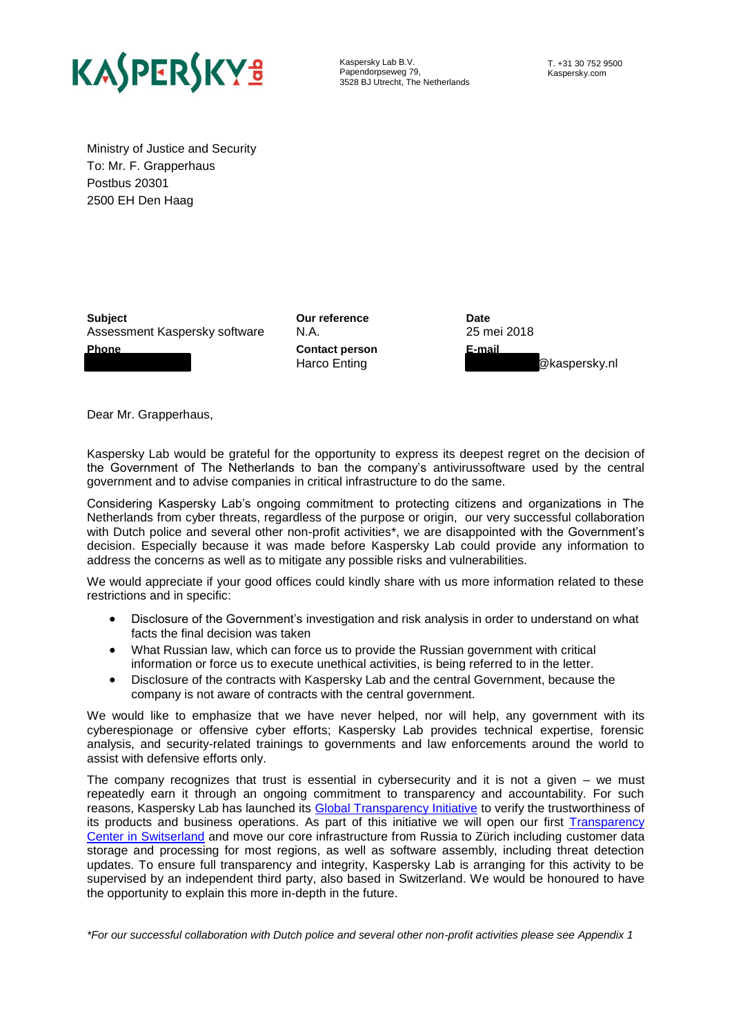**KASPERSKY lab**

Kaspersky Lab B.V.
Papendorpseweg 79,
3528 BJ Utrecht, The Netherlands

T. +31 30 752 9500
Kaspersky.com

Ministry of Justice and Security
To: Mr. F. Grapperhaus
Postbus 20301
2500 EH Den Haag

| | | |
|---|---|---|
| **Subject** | **Our reference** | **Date** |
| Assessment Kaspersky software | N.A. | 25 mei 2018 |
| **Phone** | **Contact person** | **E-mail** |
| | Harco Enting | @kaspersky.nl |

Dear Mr. Grapperhaus,

Kaspersky Lab would be grateful for the opportunity to express its deepest regret on the decision of the Government of The Netherlands to ban the company's antivirussoftware used by the central government and to advise companies in critical infrastructure to do the same.

Considering Kaspersky Lab's ongoing commitment to protecting citizens and organizations in The Netherlands from cyber threats, regardless of the purpose or origin, our very successful collaboration with Dutch police and several other non-profit activities*, we are disappointed with the Government's decision. Especially because it was made before Kaspersky Lab could provide any information to address the concerns as well as to mitigate any possible risks and vulnerabilities.

We would appreciate if your good offices could kindly share with us more information related to these restrictions and in specific:

- Disclosure of the Government's investigation and risk analysis in order to understand on what facts the final decision was taken
- What Russian law, which can force us to provide the Russian government with critical information or force us to execute unethical activities, is being referred to in the letter.
- Disclosure of the contracts with Kaspersky Lab and the central Government, because the company is not aware of contracts with the central government.

We would like to emphasize that we have never helped, nor will help, any government with its cyberespionage or offensive cyber efforts; Kaspersky Lab provides technical expertise, forensic analysis, and security-related trainings to governments and law enforcements around the world to assist with defensive efforts only.

The company recognizes that trust is essential in cybersecurity and it is not a given – we must repeatedly earn it through an ongoing commitment to transparency and accountability. For such reasons, Kaspersky Lab has launched its Global Transparency Initiative to verify the trustworthiness of its products and business operations. As part of this initiative we will open our first Transparency Center in Switzerland and move our core infrastructure from Russia to Zürich including customer data storage and processing for most regions, as well as software assembly, including threat detection updates. To ensure full transparency and integrity, Kaspersky Lab is arranging for this activity to be supervised by an independent third party, also based in Switzerland. We would be honoured to have the opportunity to explain this more in-depth in the future.

*\*For our successful collaboration with Dutch police and several other non-profit activities please see Appendix 1*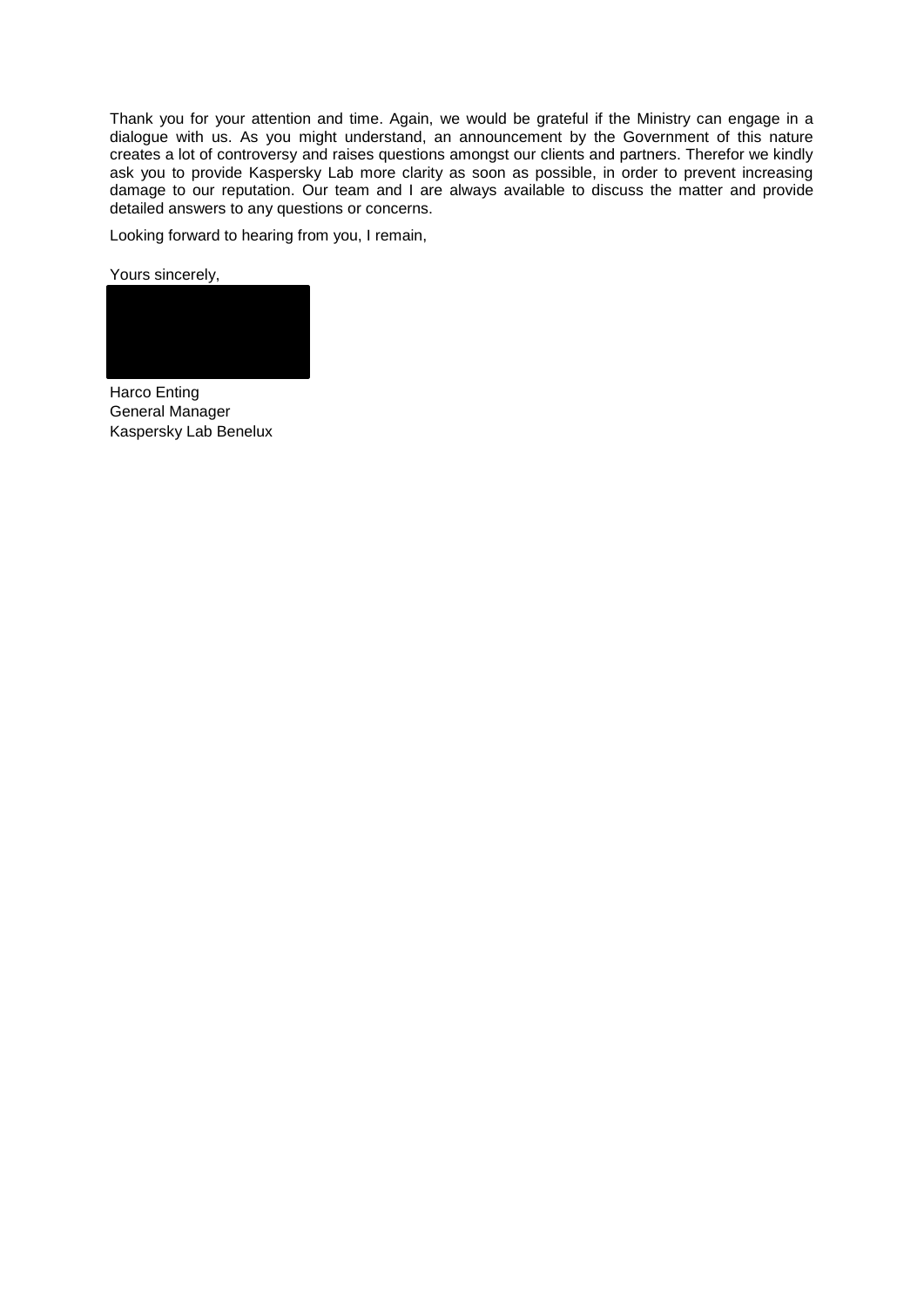Thank you for your attention and time. Again, we would be grateful if the Ministry can engage in a dialogue with us. As you might understand, an announcement by the Government of this nature creates a lot of controversy and raises questions amongst our clients and partners. Therefor we kindly ask you to provide Kaspersky Lab more clarity as soon as possible, in order to prevent increasing damage to our reputation. Our team and I are always available to discuss the matter and provide detailed answers to any questions or concerns.

Looking forward to hearing from you, I remain,

Yours sincerely,

Harco Enting
General Manager
Kaspersky Lab Benelux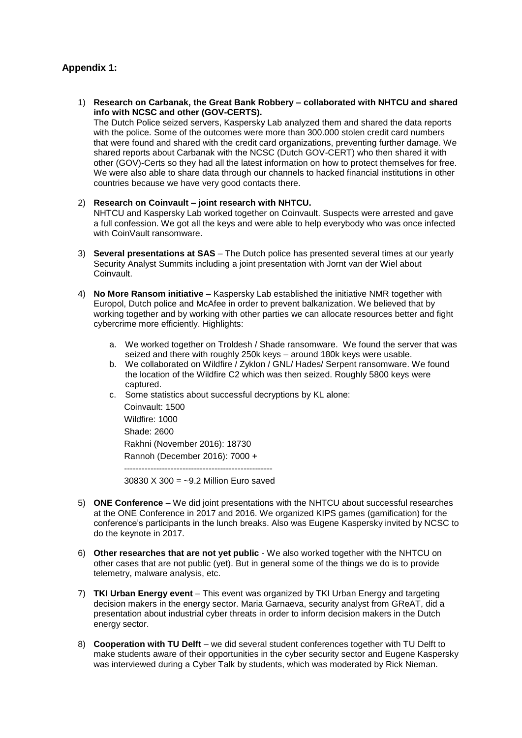## Appendix 1:

1) **Research on Carbanak, the Great Bank Robbery – collaborated with NHTCU and shared info with NCSC and other (GOV-CERTS).**
The Dutch Police seized servers, Kaspersky Lab analyzed them and shared the data reports with the police. Some of the outcomes were more than 300.000 stolen credit card numbers that were found and shared with the credit card organizations, preventing further damage. We shared reports about Carbanak with the NCSC (Dutch GOV-CERT) who then shared it with other (GOV)-Certs so they had all the latest information on how to protect themselves for free. We were also able to share data through our channels to hacked financial institutions in other countries because we have very good contacts there.

2) **Research on Coinvault – joint research with NHTCU.**
NHTCU and Kaspersky Lab worked together on Coinvault. Suspects were arrested and gave a full confession. We got all the keys and were able to help everybody who was once infected with CoinVault ransomware.

3) **Several presentations at SAS** – The Dutch police has presented several times at our yearly Security Analyst Summits including a joint presentation with Jornt van der Wiel about Coinvault.

4) **No More Ransom initiative** – Kaspersky Lab established the initiative NMR together with Europol, Dutch police and McAfee in order to prevent balkanization. We believed that by working together and by working with other parties we can allocate resources better and fight cybercrime more efficiently. Highlights:

   a. We worked together on Troldesh / Shade ransomware. We found the server that was seized and there with roughly 250k keys – around 180k keys were usable.
   b. We collaborated on Wildfire / Zyklon / GNL/ Hades/ Serpent ransomware. We found the location of the Wildfire C2 which was then seized. Roughly 5800 keys were captured.
   c. Some statistics about successful decryptions by KL alone:
      Coinvault: 1500
      Wildfire: 1000
      Shade: 2600
      Rakhni (November 2016): 18730
      Rannoh (December 2016): 7000 +
      ---------------------------------------------------
      30830 X 300 = ~9.2 Million Euro saved

5) **ONE Conference** – We did joint presentations with the NHTCU about successful researches at the ONE Conference in 2017 and 2016. We organized KIPS games (gamification) for the conference's participants in the lunch breaks. Also was Eugene Kaspersky invited by NCSC to do the keynote in 2017.

6) **Other researches that are not yet public** - We also worked together with the NHTCU on other cases that are not public (yet). But in general some of the things we do is to provide telemetry, malware analysis, etc.

7) **TKI Urban Energy event** – This event was organized by TKI Urban Energy and targeting decision makers in the energy sector. Maria Garnaeva, security analyst from GReAT, did a presentation about industrial cyber threats in order to inform decision makers in the Dutch energy sector.

8) **Cooperation with TU Delft** – we did several student conferences together with TU Delft to make students aware of their opportunities in the cyber security sector and Eugene Kaspersky was interviewed during a Cyber Talk by students, which was moderated by Rick Nieman.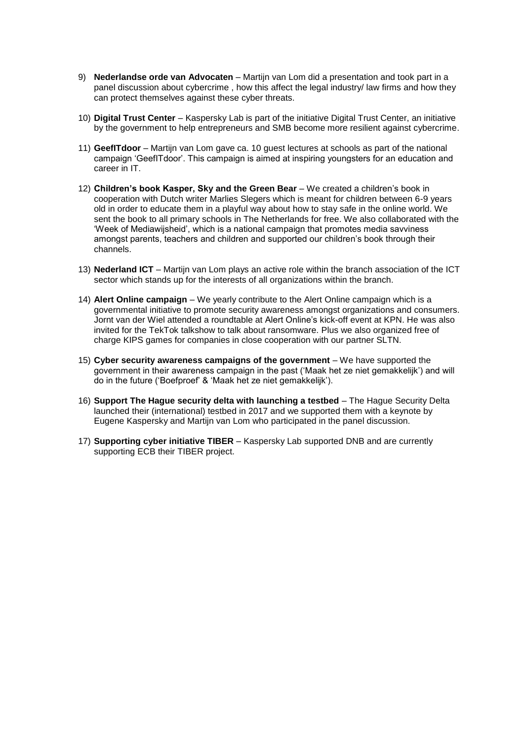9) **Nederlandse orde van Advocaten** – Martijn van Lom did a presentation and took part in a panel discussion about cybercrime , how this affect the legal industry/ law firms and how they can protect themselves against these cyber threats.

10) **Digital Trust Center** – Kaspersky Lab is part of the initiative Digital Trust Center, an initiative by the government to help entrepreneurs and SMB become more resilient against cybercrime.

11) **GeefITdoor** – Martijn van Lom gave ca. 10 guest lectures at schools as part of the national campaign 'GeefITdoor'. This campaign is aimed at inspiring youngsters for an education and career in IT.

12) **Children's book Kasper, Sky and the Green Bear** – We created a children's book in cooperation with Dutch writer Marlies Slegers which is meant for children between 6-9 years old in order to educate them in a playful way about how to stay safe in the online world. We sent the book to all primary schools in The Netherlands for free. We also collaborated with the 'Week of Mediawijsheid', which is a national campaign that promotes media savviness amongst parents, teachers and children and supported our children's book through their channels.

13) **Nederland ICT** – Martijn van Lom plays an active role within the branch association of the ICT sector which stands up for the interests of all organizations within the branch.

14) **Alert Online campaign** – We yearly contribute to the Alert Online campaign which is a governmental initiative to promote security awareness amongst organizations and consumers. Jornt van der Wiel attended a roundtable at Alert Online's kick-off event at KPN. He was also invited for the TekTok talkshow to talk about ransomware. Plus we also organized free of charge KIPS games for companies in close cooperation with our partner SLTN.

15) **Cyber security awareness campaigns of the government** – We have supported the government in their awareness campaign in the past ('Maak het ze niet gemakkelijk') and will do in the future ('Boefproef' & 'Maak het ze niet gemakkelijk').

16) **Support The Hague security delta with launching a testbed** – The Hague Security Delta launched their (international) testbed in 2017 and we supported them with a keynote by Eugene Kaspersky and Martijn van Lom who participated in the panel discussion.

17) **Supporting cyber initiative TIBER** – Kaspersky Lab supported DNB and are currently supporting ECB their TIBER project.